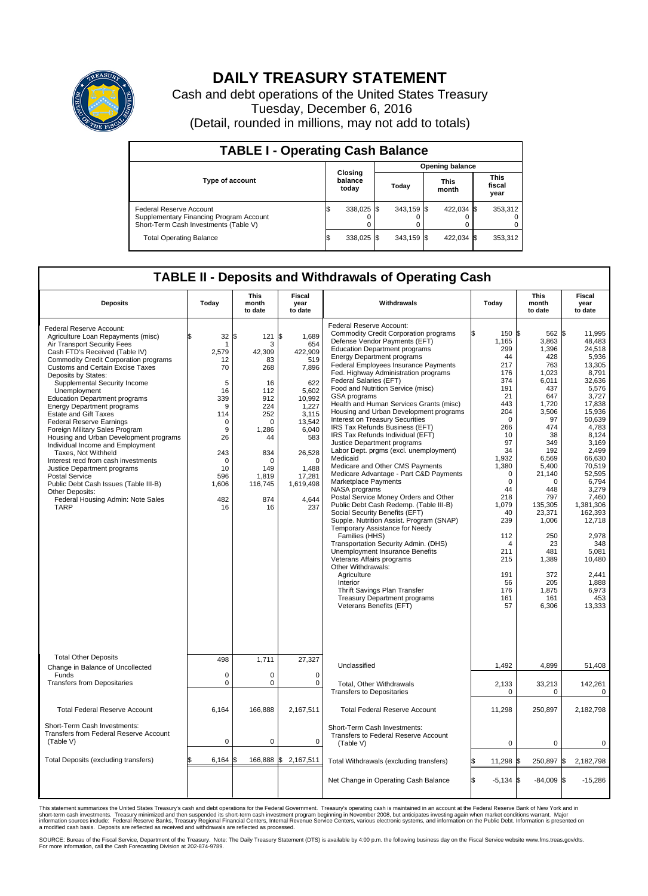# DAILY TREASURY STATEMENT

Cash and debt operations of the United States Treasury
Tuesday, December 6, 2016
(Detail, rounded in millions, may not add to totals)

## TABLE I - Operating Cash Balance

| Type of account | Closing balance today | Opening balance Today | Opening balance This month | Opening balance This fiscal year |
|---|---|---|---|---|
| Federal Reserve Account | $ 338,025 | $ 343,159 | $ 422,034 | $ 353,312 |
| Supplementary Financing Program Account | 0 | 0 | 0 | 0 |
| Short-Term Cash Investments (Table V) | 0 | 0 | 0 | 0 |
| Total Operating Balance | $ 338,025 | $ 343,159 | $ 422,034 | $ 353,312 |

## TABLE II - Deposits and Withdrawals of Operating Cash

| Deposits | Today | This month to date | Fiscal year to date |
|---|---|---|---|
| Federal Reserve Account: | | | |
| Agriculture Loan Repayments (misc) | $ 32 | $ 121 | $ 1,689 |
| Air Transport Security Fees | 1 | 3 | 654 |
| Cash FTD's Received (Table IV) | 2,579 | 42,309 | 422,909 |
| Commodity Credit Corporation programs | 12 | 83 | 519 |
| Customs and Certain Excise Taxes | 70 | 268 | 7,896 |
| Deposits by States: | | | |
| Supplemental Security Income | 5 | 16 | 622 |
| Unemployment | 16 | 112 | 5,602 |
| Education Department programs | 339 | 912 | 10,992 |
| Energy Department programs | 9 | 224 | 1,227 |
| Estate and Gift Taxes | 114 | 252 | 3,115 |
| Federal Reserve Earnings | 0 | 0 | 13,542 |
| Foreign Military Sales Program | 9 | 1,286 | 6,040 |
| Housing and Urban Development programs | 26 | 44 | 583 |
| Individual Income and Employment Taxes, Not Withheld | 243 | 834 | 26,528 |
| Interest recd from cash investments | 0 | 0 | 0 |
| Justice Department programs | 10 | 149 | 1,488 |
| Postal Service | 596 | 1,819 | 17,281 |
| Public Debt Cash Issues (Table III-B) | 1,606 | 116,745 | 1,619,498 |
| Other Deposits: | | | |
| Federal Housing Admin: Note Sales | 482 | 874 | 4,644 |
| TARP | 16 | 16 | 237 |
| Total Other Deposits | 498 | 1,711 | 27,327 |
| Change in Balance of Uncollected Funds | 0 | 0 | 0 |
| Transfers from Depositaries | 0 | 0 | 0 |
| Total Federal Reserve Account | 6,164 | 166,888 | 2,167,511 |
| Short-Term Cash Investments: Transfers from Federal Reserve Account (Table V) | 0 | 0 | 0 |
| Total Deposits (excluding transfers) | $ 6,164 | $ 166,888 | $ 2,167,511 |

| Withdrawals | Today | This month to date | Fiscal year to date |
|---|---|---|---|
| Federal Reserve Account: | | | |
| Commodity Credit Corporation programs | $ 150 | $ 562 | $ 11,995 |
| Defense Vendor Payments (EFT) | 1,165 | 3,863 | 48,483 |
| Education Department programs | 299 | 1,396 | 24,518 |
| Energy Department programs | 44 | 428 | 5,936 |
| Federal Employees Insurance Payments | 217 | 763 | 13,305 |
| Fed. Highway Administration programs | 176 | 1,023 | 8,791 |
| Federal Salaries (EFT) | 374 | 6,011 | 32,636 |
| Food and Nutrition Service (misc) | 191 | 437 | 5,576 |
| GSA programs | 21 | 647 | 3,727 |
| Health and Human Services Grants (misc) | 443 | 1,720 | 17,838 |
| Housing and Urban Development programs | 204 | 3,506 | 15,936 |
| Interest on Treasury Securities | 0 | 97 | 50,639 |
| IRS Tax Refunds Business (EFT) | 266 | 474 | 4,783 |
| IRS Tax Refunds Individual (EFT) | 10 | 38 | 8,124 |
| Justice Department programs | 97 | 349 | 3,169 |
| Labor Dept. prgms (excl. unemployment) | 34 | 192 | 2,499 |
| Medicaid | 1,932 | 6,569 | 66,630 |
| Medicare and Other CMS Payments | 1,380 | 5,400 | 70,519 |
| Medicare Advantage - Part C&D Payments | 0 | 21,140 | 52,595 |
| Marketplace Payments | 0 | 0 | 6,794 |
| NASA programs | 44 | 448 | 3,279 |
| Postal Service Money Orders and Other | 218 | 797 | 7,460 |
| Public Debt Cash Redemp. (Table III-B) | 1,079 | 135,305 | 1,381,306 |
| Social Security Benefits (EFT) | 40 | 23,371 | 162,393 |
| Supple. Nutrition Assist. Program (SNAP) | 239 | 1,006 | 12,718 |
| Temporary Assistance for Needy Families (HHS) | 112 | 250 | 2,978 |
| Transportation Security Admin. (DHS) | 4 | 23 | 348 |
| Unemployment Insurance Benefits | 211 | 481 | 5,081 |
| Veterans Affairs programs | 215 | 1,389 | 10,480 |
| Other Withdrawals: | | | |
| Agriculture | 191 | 372 | 2,441 |
| Interior | 56 | 205 | 1,888 |
| Thrift Savings Plan Transfer | 176 | 1,875 | 6,973 |
| Treasury Department programs | 161 | 161 | 453 |
| Veterans Benefits (EFT) | 57 | 6,306 | 13,333 |
| Unclassified | 1,492 | 4,899 | 51,408 |
| Total, Other Withdrawals | 2,133 | 33,213 | 142,261 |
| Transfers to Depositaries | 0 | 0 | 0 |
| Total Federal Reserve Account | 11,298 | 250,897 | 2,182,798 |
| Short-Term Cash Investments: Transfers to Federal Reserve Account (Table V) | 0 | 0 | 0 |
| Total Withdrawals (excluding transfers) | $ 11,298 | $ 250,897 | $ 2,182,798 |
| Net Change in Operating Cash Balance | $ -5,134 | $ -84,009 | $ -15,286 |

This statement summarizes the United States Treasury's cash and debt operations for the Federal Government. Treasury's operating cash is maintained in an account at the Federal Reserve Bank of New York and in short-term cash investments. Treasury minimized and then suspended its short-term cash investment program beginning in November 2008, but anticipates investing again when market conditions warrant. Major information sources include: Federal Reserve Banks, Treasury Regional Financial Centers, Internal Revenue Service Centers, various electronic systems, and information on the Public Debt. Information is presented on a modified cash basis. Deposits are reflected as received and withdrawals are reflected as processed.

SOURCE: Bureau of the Fiscal Service, Department of the Treasury. Note: The Daily Treasury Statement (DTS) is available by 4:00 p.m. the following business day on the Fiscal Service website www.fms.treas.gov/dts. For more information, call the Cash Forecasting Division at 202-874-9789.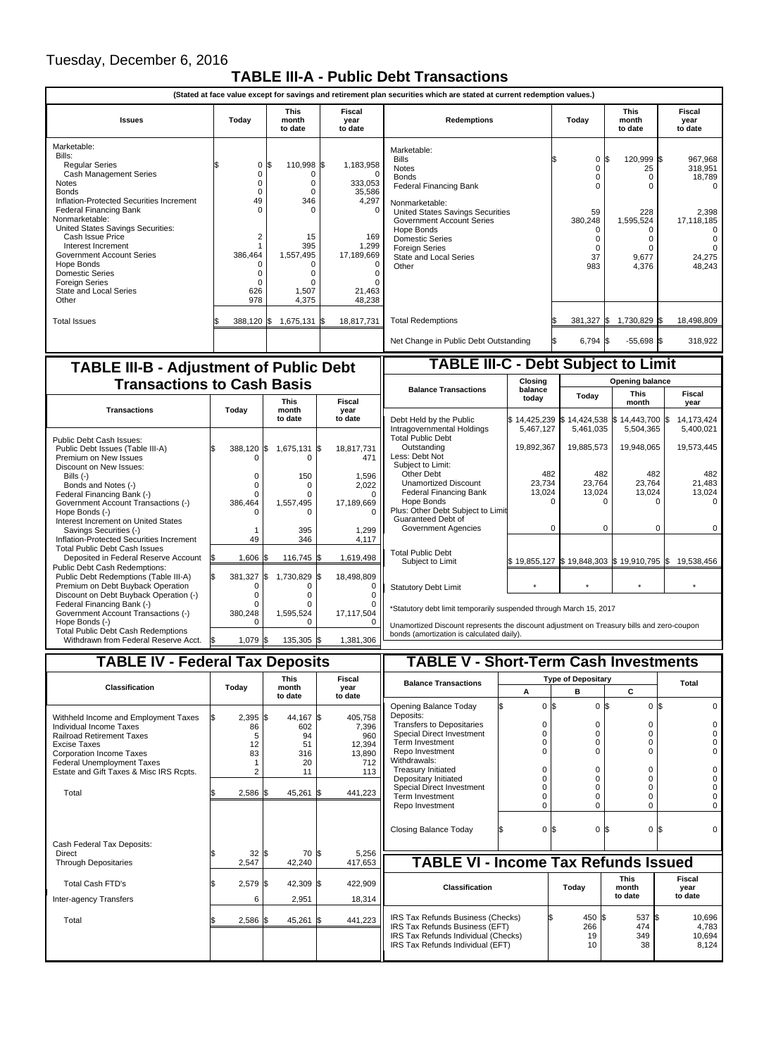Tuesday, December 6, 2016

# TABLE III-A - Public Debt Transactions

(Stated at face value except for savings and retirement plan securities which are stated at current redemption values.)

| Issues | Today | This month to date | Fiscal year to date |
|---|---|---|---|
| Marketable: | | | |
| Bills: | | | |
| Regular Series | $ 0 | $ 110,998 | $ 1,183,958 |
| Cash Management Series | 0 | 0 | 0 |
| Notes | 0 | 0 | 333,053 |
| Bonds | 0 | 0 | 35,586 |
| Inflation-Protected Securities Increment | 49 | 346 | 4,297 |
| Federal Financing Bank | 0 | 0 | 0 |
| Nonmarketable: | | | |
| United States Savings Securities: | | | |
| Cash Issue Price | 2 | 15 | 169 |
| Interest Increment | 1 | 395 | 1,299 |
| Government Account Series | 386,464 | 1,557,495 | 17,189,669 |
| Hope Bonds | 0 | 0 | 0 |
| Domestic Series | 0 | 0 | 0 |
| Foreign Series | 0 | 0 | 0 |
| State and Local Series | 626 | 1,507 | 21,463 |
| Other | 978 | 4,375 | 48,238 |
| Total Issues | $ 388,120 | $ 1,675,131 | $ 18,817,731 |

| Redemptions | Today | This month to date | Fiscal year to date |
|---|---|---|---|
| Marketable: | | | |
| Bills | $ 0 | $ 120,999 | $ 967,968 |
| Notes | 0 | 25 | 318,951 |
| Bonds | 0 | 0 | 18,789 |
| Federal Financing Bank | 0 | 0 | 0 |
| Nonmarketable: | | | |
| United States Savings Securities | 59 | 228 | 2,398 |
| Government Account Series | 380,248 | 1,595,524 | 17,118,185 |
| Hope Bonds | 0 | 0 | 0 |
| Domestic Series | 0 | 0 | 0 |
| Foreign Series | 0 | 0 | 0 |
| State and Local Series | 37 | 9,677 | 24,275 |
| Other | 983 | 4,376 | 48,243 |
| Total Redemptions | $ 381,327 | $ 1,730,829 | $ 18,498,809 |
| Net Change in Public Debt Outstanding | $ 6,794 | $ -55,698 | $ 318,922 |

# TABLE III-B - Adjustment of Public Debt Transactions to Cash Basis

| Transactions | Today | This month to date | Fiscal year to date |
|---|---|---|---|
| Public Debt Cash Issues: | | | |
| Public Debt Issues (Table III-A) | $ 388,120 | $ 1,675,131 | $ 18,817,731 |
| Premium on New Issues | 0 | 0 | 471 |
| Discount on New Issues: | | | |
| Bills (-) | 0 | 150 | 1,596 |
| Bonds and Notes (-) | 0 | 0 | 2,022 |
| Federal Financing Bank (-) | 0 | 0 | 0 |
| Government Account Transactions (-) | 386,464 | 1,557,495 | 17,189,669 |
| Hope Bonds (-) | 0 | 0 | 0 |
| Interest Increment on United States Savings Securities (-) | 1 | 395 | 1,299 |
| Inflation-Protected Securities Increment | 49 | 346 | 4,117 |
| Total Public Debt Cash Issues Deposited in Federal Reserve Account | $ 1,606 | $ 116,745 | $ 1,619,498 |
| Public Debt Cash Redemptions: | | | |
| Public Debt Redemptions (Table III-A) | $ 381,327 | $ 1,730,829 | $ 18,498,809 |
| Premium on Debt Buyback Operation | 0 | 0 | 0 |
| Discount on Debt Buyback Operation (-) | 0 | 0 | 0 |
| Federal Financing Bank (-) | 0 | 0 | 0 |
| Government Account Transactions (-) | 380,248 | 1,595,524 | 17,117,504 |
| Hope Bonds (-) | 0 | 0 | 0 |
| Total Public Debt Cash Redemptions Withdrawn from Federal Reserve Acct. | $ 1,079 | $ 135,305 | $ 1,381,306 |

# TABLE III-C - Debt Subject to Limit

| Balance Transactions | Closing balance today | Opening balance Today | Opening balance This month | Opening balance Fiscal year |
|---|---|---|---|---|
| Debt Held by the Public | $ 14,425,239 | $ 14,424,538 | $ 14,443,700 | $ 14,173,424 |
| Intragovernmental Holdings | 5,467,127 | 5,461,035 | 5,504,365 | 5,400,021 |
| Total Public Debt Outstanding | 19,892,367 | 19,885,573 | 19,948,065 | 19,573,445 |
| Less: Debt Not Subject to Limit: | | | | |
| Other Debt | 482 | 482 | 482 | 482 |
| Unamortized Discount | 23,734 | 23,764 | 23,764 | 21,483 |
| Federal Financing Bank | 13,024 | 13,024 | 13,024 | 13,024 |
| Hope Bonds | 0 | 0 | 0 | 0 |
| Plus: Other Debt Subject to Limit | | | | |
| Guaranteed Debt of Government Agencies | 0 | 0 | 0 | 0 |
| Total Public Debt Subject to Limit | $ 19,855,127 | $ 19,848,303 | $ 19,910,795 | $ 19,538,456 |
| Statutory Debt Limit | * | * | * | * |

*Statutory debt limit temporarily suspended through March 15, 2017

Unamortized Discount represents the discount adjustment on Treasury bills and zero-coupon bonds (amortization is calculated daily).

# TABLE IV - Federal Tax Deposits

| Classification | Today | This month to date | Fiscal year to date |
|---|---|---|---|
| Withheld Income and Employment Taxes | $ 2,395 | $ 44,167 | $ 405,758 |
| Individual Income Taxes | 86 | 602 | 7,396 |
| Railroad Retirement Taxes | 5 | 94 | 960 |
| Excise Taxes | 12 | 51 | 12,394 |
| Corporation Income Taxes | 83 | 316 | 13,890 |
| Federal Unemployment Taxes | 1 | 20 | 712 |
| Estate and Gift Taxes & Misc IRS Rcpts. | 2 | 11 | 113 |
| Total | $ 2,586 | $ 45,261 | $ 441,223 |
| Cash Federal Tax Deposits: | | | |
| Direct | $ 32 | $ 70 | $ 5,256 |
| Through Depositaries | 2,547 | 42,240 | 417,653 |
| Total Cash FTD's | $ 2,579 | $ 42,309 | $ 422,909 |
| Inter-agency Transfers | 6 | 2,951 | 18,314 |
| Total | $ 2,586 | $ 45,261 | $ 441,223 |

# TABLE V - Short-Term Cash Investments

| Balance Transactions | Type of Depositary A | Type of Depositary B | Type of Depositary C | Total |
|---|---|---|---|---|
| Opening Balance Today | $ 0 | $ 0 | $ 0 | $ 0 |
| Deposits: | | | | |
| Transfers to Depositaries | 0 | 0 | 0 | 0 |
| Special Direct Investment | 0 | 0 | 0 | 0 |
| Term Investment | 0 | 0 | 0 | 0 |
| Repo Investment | 0 | 0 | 0 | 0 |
| Withdrawals: | | | | |
| Treasury Initiated | 0 | 0 | 0 | 0 |
| Depositary Initiated | 0 | 0 | 0 | 0 |
| Special Direct Investment | 0 | 0 | 0 | 0 |
| Term Investment | 0 | 0 | 0 | 0 |
| Repo Investment | 0 | 0 | 0 | 0 |
| Closing Balance Today | $ 0 | $ 0 | $ 0 | $ 0 |

# TABLE VI - Income Tax Refunds Issued

| Classification | Today | This month to date | Fiscal year to date |
|---|---|---|---|
| IRS Tax Refunds Business (Checks) | $ 450 | $ 537 | $ 10,696 |
| IRS Tax Refunds Business (EFT) | 266 | 474 | 4,783 |
| IRS Tax Refunds Individual (Checks) | 19 | 349 | 10,694 |
| IRS Tax Refunds Individual (EFT) | 10 | 38 | 8,124 |